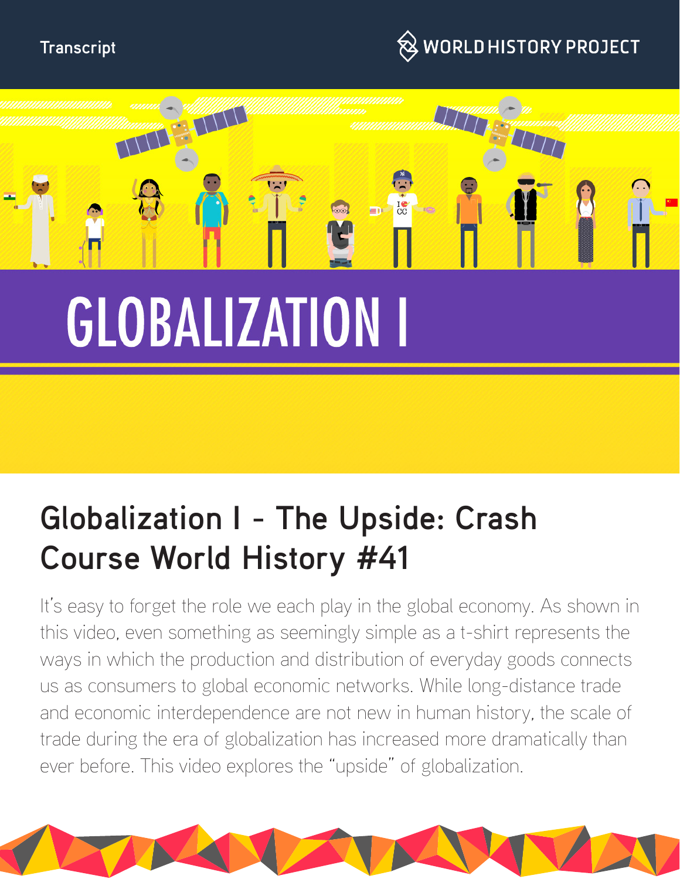Transcript

WORLD HISTORY PROJECT

# GLOBALIZATION I

## Globalization I - The Upside: Crash Course World History #41

It's easy to forget the role we each play in the global economy. As shown in this video, even something as seemingly simple as a t-shirt represents the ways in which the production and distribution of everyday goods connects us as consumers to global economic networks. While long-distance trade and economic interdependence are not new in human history, the scale of trade during the era of globalization has increased more dramatically than ever before. This video explores the "upside" of globalization.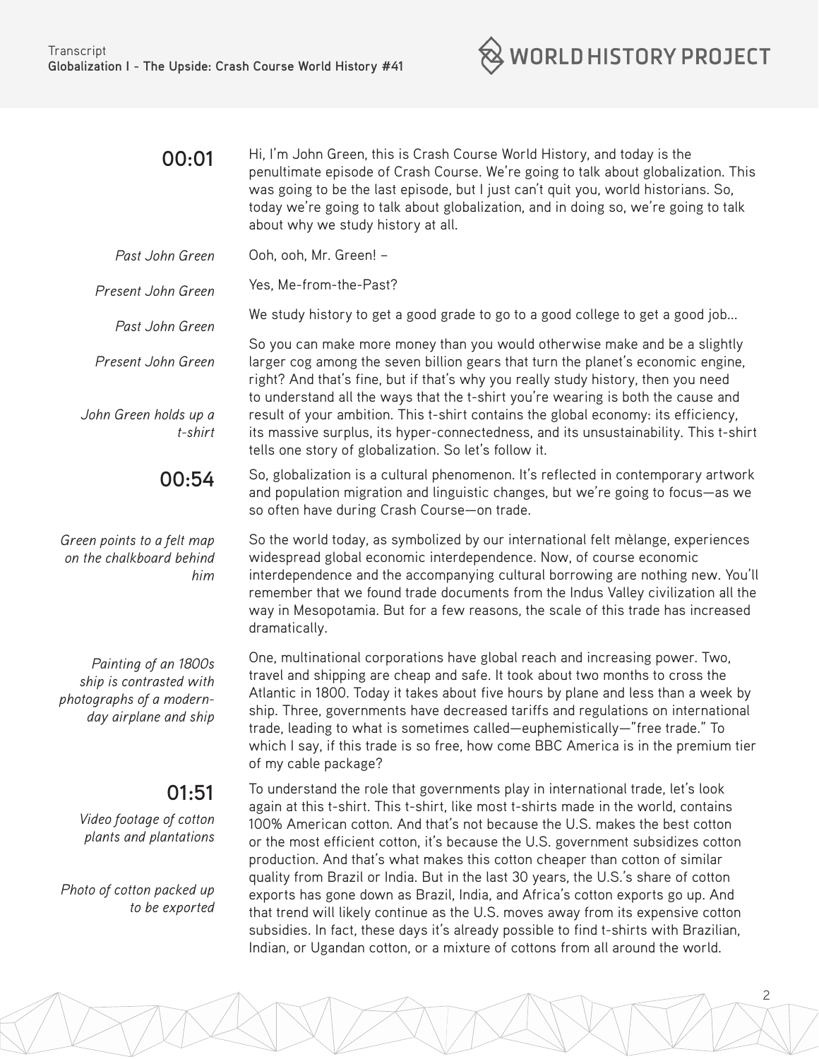**00:01** Hi, I'm John Green, this is Crash Course World History, and today is the penultimate episode of Crash Course. We're going to talk about globalization. This was going to be the last episode, but I just can't quit you, world historians. So, today we're going to talk about globalization, and in doing so, we're going to talk about why we study history at all.

*Past John Green* Ooh, ooh, Mr. Green! –

*Present John Green* Yes, Me-from-the-Past?

*Past John Green* We study history to get a good grade to go to a good college to get a good job…

*Present John Green* So you can make more money than you would otherwise make and be a slightly larger cog among the seven billion gears that turn the planet's economic engine, right? And that's fine, but if that's why you really study history, then you need to understand all the ways that the t-shirt you're wearing is both the cause and result of your ambition.

*John Green holds up a t-shirt*

This t-shirt contains the global economy: its efficiency, its massive surplus, its hyper-connectedness, and its unsustainability. This t-shirt tells one story of globalization. So let's follow it.

**00:54** So, globalization is a cultural phenomenon. It's reflected in contemporary artwork and population migration and linguistic changes, but we're going to focus—as we so often have during Crash Course—on trade.

*Green points to a felt map on the chalkboard behind him*

So the world today, as symbolized by our international felt mèlange, experiences widespread global economic interdependence. Now, of course economic interdependence and the accompanying cultural borrowing are nothing new. You'll remember that we found trade documents from the Indus Valley civilization all the way in Mesopotamia. But for a few reasons, the scale of this trade has increased dramatically.

*Painting of an 1800s ship is contrasted with photographs of a modern-day airplane and ship*

One, multinational corporations have global reach and increasing power. Two, travel and shipping are cheap and safe. It took about two months to cross the Atlantic in 1800. Today it takes about five hours by plane and less than a week by ship. Three, governments have decreased tariffs and regulations on international trade, leading to what is sometimes called—euphemistically—"free trade." To which I say, if this trade is so free, how come BBC America is in the premium tier of my cable package?

**01:51**

*Video footage of cotton plants and plantations*

*Photo of cotton packed up to be exported*

To understand the role that governments play in international trade, let's look again at this t-shirt. This t-shirt, like most t-shirts made in the world, contains 100% American cotton. And that's not because the U.S. makes the best cotton or the most efficient cotton, it's because the U.S. government subsidizes cotton production. And that's what makes this cotton cheaper than cotton of similar quality from Brazil or India. But in the last 30 years, the U.S.'s share of cotton exports has gone down as Brazil, India, and Africa's cotton exports go up. And that trend will likely continue as the U.S. moves away from its expensive cotton subsidies. In fact, these days it's already possible to find t-shirts with Brazilian, Indian, or Ugandan cotton, or a mixture of cottons from all around the world.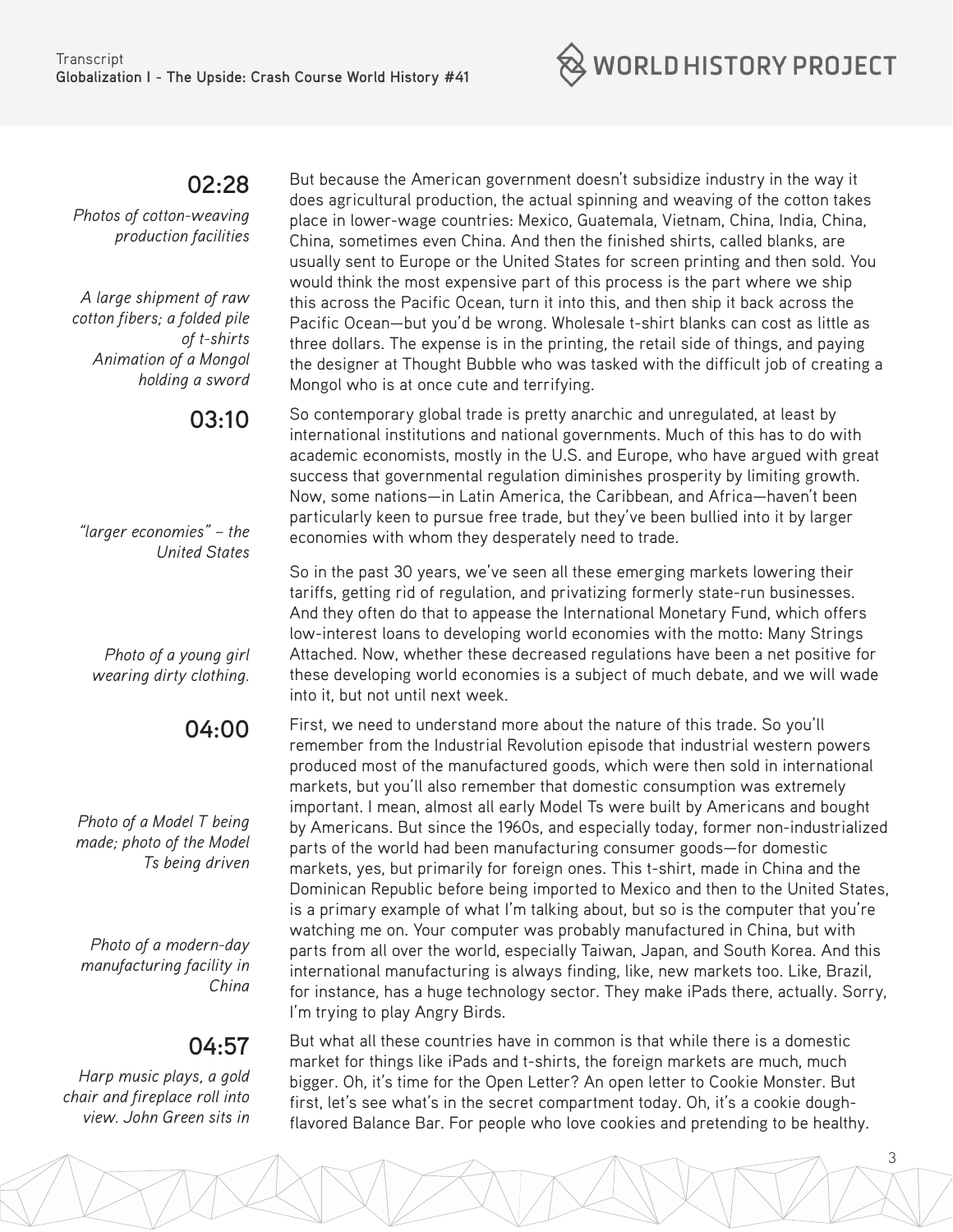**02:28**

*Photos of cotton-weaving production facilities*

But because the American government doesn't subsidize industry in the way it does agricultural production, the actual spinning and weaving of the cotton takes place in lower-wage countries: Mexico, Guatemala, Vietnam, China, India, China, China, sometimes even China. And then the finished shirts, called blanks, are usually sent to Europe or the United States for screen printing and then sold. You would think the most expensive part of this process is the part where we ship this across the Pacific Ocean, turn it into this, and then ship it back across the Pacific Ocean—but you'd be wrong. Wholesale t-shirt blanks can cost as little as three dollars. The expense is in the printing, the retail side of things, and paying the designer at Thought Bubble who was tasked with the difficult job of creating a Mongol who is at once cute and terrifying.

*A large shipment of raw cotton fibers; a folded pile of t-shirts*

*Animation of a Mongol holding a sword*

**03:10**

So contemporary global trade is pretty anarchic and unregulated, at least by international institutions and national governments. Much of this has to do with academic economists, mostly in the U.S. and Europe, who have argued with great success that governmental regulation diminishes prosperity by limiting growth. Now, some nations—in Latin America, the Caribbean, and Africa—haven't been particularly keen to pursue free trade, but they've been bullied into it by larger economies with whom they desperately need to trade.

*"larger economies" – the United States*

So in the past 30 years, we've seen all these emerging markets lowering their tariffs, getting rid of regulation, and privatizing formerly state-run businesses. And they often do that to appease the International Monetary Fund, which offers low-interest loans to developing world economies with the motto: Many Strings Attached. Now, whether these decreased regulations have been a net positive for these developing world economies is a subject of much debate, and we will wade into it, but not until next week.

*Photo of a young girl wearing dirty clothing.*

**04:00**

First, we need to understand more about the nature of this trade. So you'll remember from the Industrial Revolution episode that industrial western powers produced most of the manufactured goods, which were then sold in international markets, but you'll also remember that domestic consumption was extremely important. I mean, almost all early Model Ts were built by Americans and bought by Americans. But since the 1960s, and especially today, former non-industrialized parts of the world had been manufacturing consumer goods—for domestic markets, yes, but primarily for foreign ones. This t-shirt, made in China and the Dominican Republic before being imported to Mexico and then to the United States, is a primary example of what I'm talking about, but so is the computer that you're watching me on. Your computer was probably manufactured in China, but with parts from all over the world, especially Taiwan, Japan, and South Korea. And this international manufacturing is always finding, like, new markets too. Like, Brazil, for instance, has a huge technology sector. They make iPads there, actually. Sorry, I'm trying to play Angry Birds.

*Photo of a Model T being made; photo of the Model Ts being driven*

*Photo of a modern-day manufacturing facility in China*

**04:57**

*Harp music plays, a gold chair and fireplace roll into view. John Green sits in*

But what all these countries have in common is that while there is a domestic market for things like iPads and t-shirts, the foreign markets are much, much bigger. Oh, it's time for the Open Letter? An open letter to Cookie Monster. But first, let's see what's in the secret compartment today. Oh, it's a cookie dough-flavored Balance Bar. For people who love cookies and pretending to be healthy.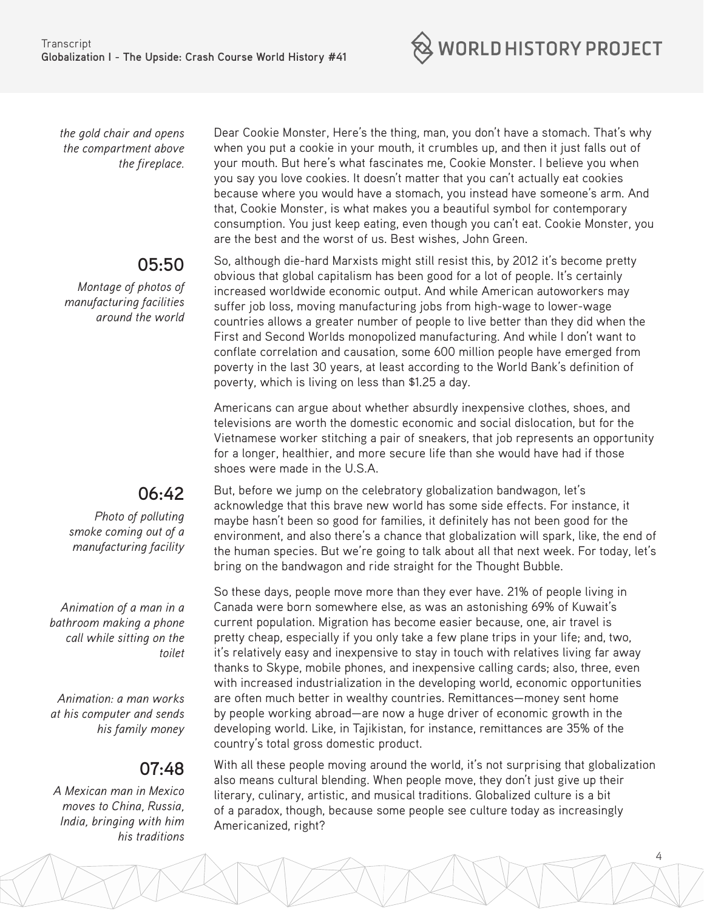*the gold chair and opens the compartment above the fireplace.*

Dear Cookie Monster, Here's the thing, man, you don't have a stomach. That's why when you put a cookie in your mouth, it crumbles up, and then it just falls out of your mouth. But here's what fascinates me, Cookie Monster. I believe you when you say you love cookies. It doesn't matter that you can't actually eat cookies because where you would have a stomach, you instead have someone's arm. And that, Cookie Monster, is what makes you a beautiful symbol for contemporary consumption. You just keep eating, even though you can't eat. Cookie Monster, you are the best and the worst of us. Best wishes, John Green.

**05:50**

*Montage of photos of manufacturing facilities around the world*

So, although die-hard Marxists might still resist this, by 2012 it's become pretty obvious that global capitalism has been good for a lot of people. It's certainly increased worldwide economic output. And while American autoworkers may suffer job loss, moving manufacturing jobs from high-wage to lower-wage countries allows a greater number of people to live better than they did when the First and Second Worlds monopolized manufacturing. And while I don't want to conflate correlation and causation, some 600 million people have emerged from poverty in the last 30 years, at least according to the World Bank's definition of poverty, which is living on less than $1.25 a day.

Americans can argue about whether absurdly inexpensive clothes, shoes, and televisions are worth the domestic economic and social dislocation, but for the Vietnamese worker stitching a pair of sneakers, that job represents an opportunity for a longer, healthier, and more secure life than she would have had if those shoes were made in the U.S.A.

**06:42**

*Photo of polluting smoke coming out of a manufacturing facility*

But, before we jump on the celebratory globalization bandwagon, let's acknowledge that this brave new world has some side effects. For instance, it maybe hasn't been so good for families, it definitely has not been good for the environment, and also there's a chance that globalization will spark, like, the end of the human species. But we're going to talk about all that next week. For today, let's bring on the bandwagon and ride straight for the Thought Bubble.

*Animation of a man in a bathroom making a phone call while sitting on the toilet*

*Animation: a man works at his computer and sends his family money*

So these days, people move more than they ever have. 21% of people living in Canada were born somewhere else, as was an astonishing 69% of Kuwait's current population. Migration has become easier because, one, air travel is pretty cheap, especially if you only take a few plane trips in your life; and, two, it's relatively easy and inexpensive to stay in touch with relatives living far away thanks to Skype, mobile phones, and inexpensive calling cards; also, three, even with increased industrialization in the developing world, economic opportunities are often much better in wealthy countries. Remittances—money sent home by people working abroad—are now a huge driver of economic growth in the developing world. Like, in Tajikistan, for instance, remittances are 35% of the country's total gross domestic product.

**07:48**

*A Mexican man in Mexico moves to China, Russia, India, bringing with him his traditions*

With all these people moving around the world, it's not surprising that globalization also means cultural blending. When people move, they don't just give up their literary, culinary, artistic, and musical traditions. Globalized culture is a bit of a paradox, though, because some people see culture today as increasingly Americanized, right?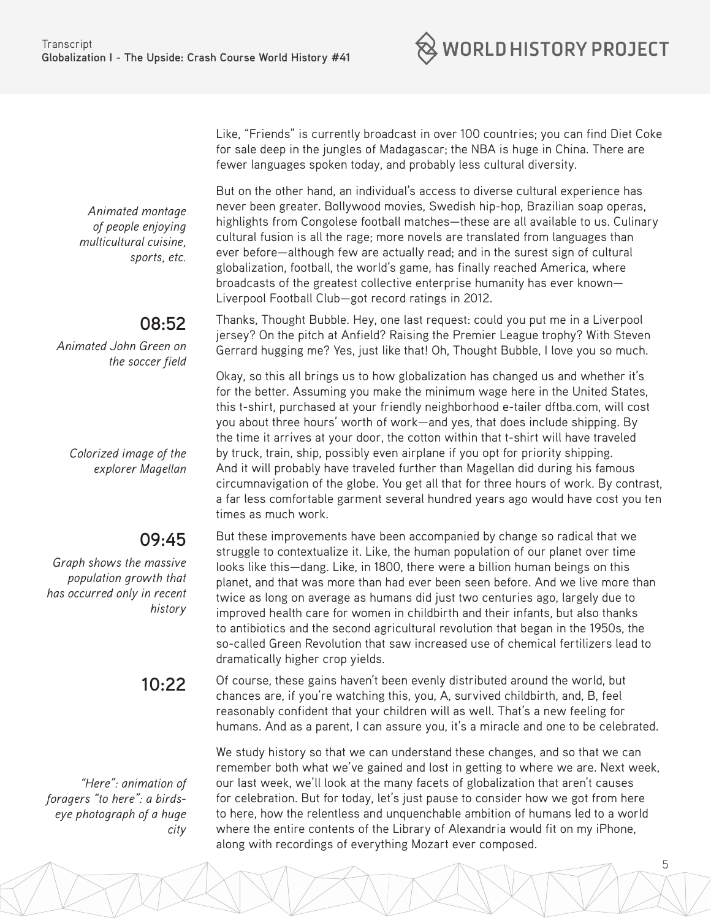Like, "Friends" is currently broadcast in over 100 countries; you can find Diet Coke for sale deep in the jungles of Madagascar; the NBA is huge in China. There are fewer languages spoken today, and probably less cultural diversity.

*Animated montage of people enjoying multicultural cuisine, sports, etc.*

But on the other hand, an individual's access to diverse cultural experience has never been greater. Bollywood movies, Swedish hip-hop, Brazilian soap operas, highlights from Congolese football matches—these are all available to us. Culinary cultural fusion is all the rage; more novels are translated from languages than ever before—although few are actually read; and in the surest sign of cultural globalization, football, the world's game, has finally reached America, where broadcasts of the greatest collective enterprise humanity has ever known—Liverpool Football Club—got record ratings in 2012.

**08:52**

*Animated John Green on the soccer field*

Thanks, Thought Bubble. Hey, one last request: could you put me in a Liverpool jersey? On the pitch at Anfield? Raising the Premier League trophy? With Steven Gerrard hugging me? Yes, just like that! Oh, Thought Bubble, I love you so much.

Okay, so this all brings us to how globalization has changed us and whether it's for the better. Assuming you make the minimum wage here in the United States, this t-shirt, purchased at your friendly neighborhood e-tailer dftba.com, will cost you about three hours' worth of work—and yes, that does include shipping. By the time it arrives at your door, the cotton within that t-shirt will have traveled by truck, train, ship, possibly even airplane if you opt for priority shipping. And it will probably have traveled further than Magellan did during his famous circumnavigation of the globe. You get all that for three hours of work. By contrast, a far less comfortable garment several hundred years ago would have cost you ten times as much work.

*Colorized image of the explorer Magellan*

**09:45**

*Graph shows the massive population growth that has occurred only in recent history*

But these improvements have been accompanied by change so radical that we struggle to contextualize it. Like, the human population of our planet over time looks like this—dang. Like, in 1800, there were a billion human beings on this planet, and that was more than had ever been seen before. And we live more than twice as long on average as humans did just two centuries ago, largely due to improved health care for women in childbirth and their infants, but also thanks to antibiotics and the second agricultural revolution that began in the 1950s, the so-called Green Revolution that saw increased use of chemical fertilizers lead to dramatically higher crop yields.

**10:22**

Of course, these gains haven't been evenly distributed around the world, but chances are, if you're watching this, you, A, survived childbirth, and, B, feel reasonably confident that your children will as well. That's a new feeling for humans. And as a parent, I can assure you, it's a miracle and one to be celebrated.

*"Here": animation of foragers "to here": a birds-eye photograph of a huge city*

We study history so that we can understand these changes, and so that we can remember both what we've gained and lost in getting to where we are. Next week, our last week, we'll look at the many facets of globalization that aren't causes for celebration. But for today, let's just pause to consider how we got from here to here, how the relentless and unquenchable ambition of humans led to a world where the entire contents of the Library of Alexandria would fit on my iPhone, along with recordings of everything Mozart ever composed.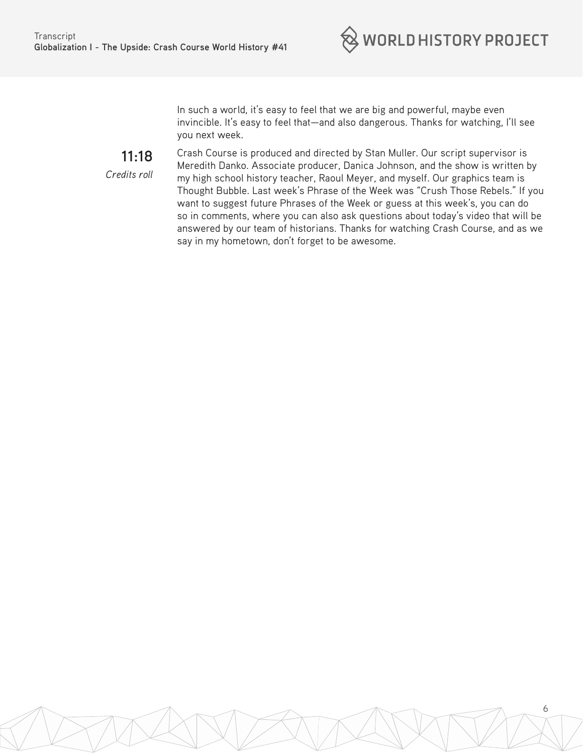In such a world, it's easy to feel that we are big and powerful, maybe even invincible. It's easy to feel that—and also dangerous. Thanks for watching, I'll see you next week.

**11:18**
*Credits roll*

Crash Course is produced and directed by Stan Muller. Our script supervisor is Meredith Danko. Associate producer, Danica Johnson, and the show is written by my high school history teacher, Raoul Meyer, and myself. Our graphics team is Thought Bubble. Last week's Phrase of the Week was "Crush Those Rebels." If you want to suggest future Phrases of the Week or guess at this week's, you can do so in comments, where you can also ask questions about today's video that will be answered by our team of historians. Thanks for watching Crash Course, and as we say in my hometown, don't forget to be awesome.